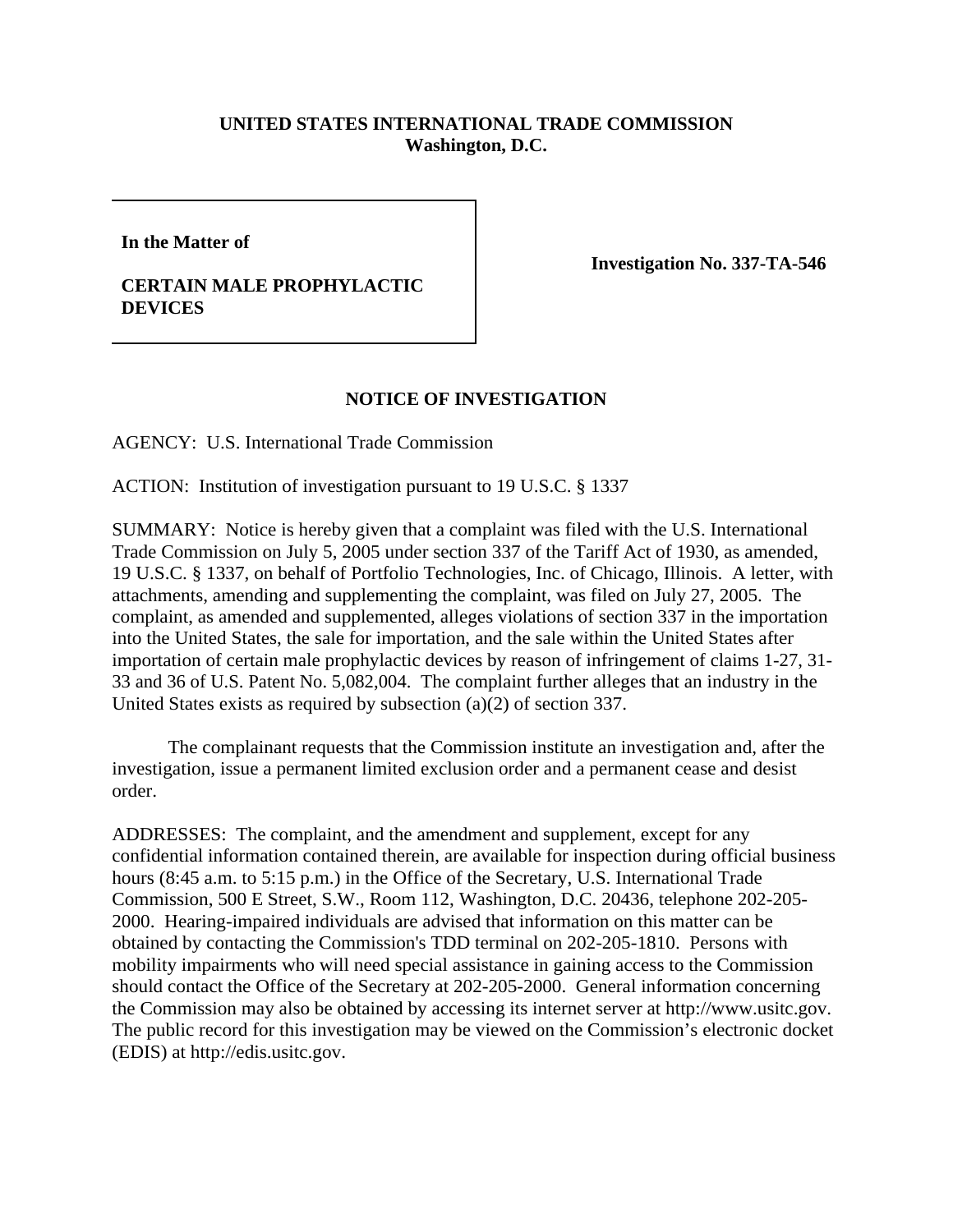**UNITED STATES INTERNATIONAL TRADE COMMISSION**
**Washington, D.C.**

**In the Matter of**

**CERTAIN MALE PROPHYLACTIC DEVICES**

**Investigation No. 337-TA-546**

## NOTICE OF INVESTIGATION

AGENCY: U.S. International Trade Commission

ACTION: Institution of investigation pursuant to 19 U.S.C. § 1337

SUMMARY: Notice is hereby given that a complaint was filed with the U.S. International Trade Commission on July 5, 2005 under section 337 of the Tariff Act of 1930, as amended, 19 U.S.C. § 1337, on behalf of Portfolio Technologies, Inc. of Chicago, Illinois. A letter, with attachments, amending and supplementing the complaint, was filed on July 27, 2005. The complaint, as amended and supplemented, alleges violations of section 337 in the importation into the United States, the sale for importation, and the sale within the United States after importation of certain male prophylactic devices by reason of infringement of claims 1-27, 31-33 and 36 of U.S. Patent No. 5,082,004. The complaint further alleges that an industry in the United States exists as required by subsection (a)(2) of section 337.

The complainant requests that the Commission institute an investigation and, after the investigation, issue a permanent limited exclusion order and a permanent cease and desist order.

ADDRESSES: The complaint, and the amendment and supplement, except for any confidential information contained therein, are available for inspection during official business hours (8:45 a.m. to 5:15 p.m.) in the Office of the Secretary, U.S. International Trade Commission, 500 E Street, S.W., Room 112, Washington, D.C. 20436, telephone 202-205-2000. Hearing-impaired individuals are advised that information on this matter can be obtained by contacting the Commission's TDD terminal on 202-205-1810. Persons with mobility impairments who will need special assistance in gaining access to the Commission should contact the Office of the Secretary at 202-205-2000. General information concerning the Commission may also be obtained by accessing its internet server at http://www.usitc.gov. The public record for this investigation may be viewed on the Commission's electronic docket (EDIS) at http://edis.usitc.gov.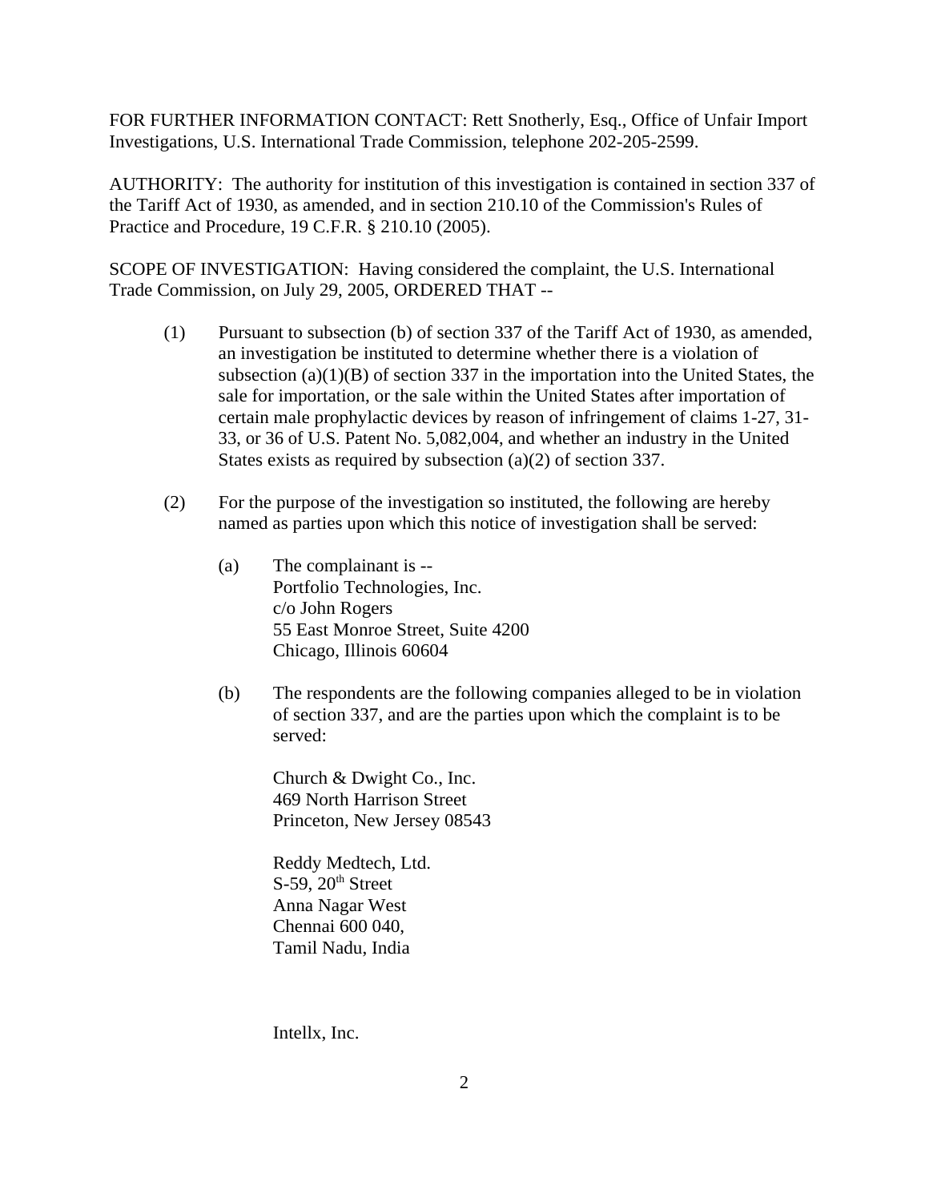FOR FURTHER INFORMATION CONTACT: Rett Snotherly, Esq., Office of Unfair Import Investigations, U.S. International Trade Commission, telephone 202-205-2599.

AUTHORITY: The authority for institution of this investigation is contained in section 337 of the Tariff Act of 1930, as amended, and in section 210.10 of the Commission's Rules of Practice and Procedure, 19 C.F.R. § 210.10 (2005).

SCOPE OF INVESTIGATION: Having considered the complaint, the U.S. International Trade Commission, on July 29, 2005, ORDERED THAT --

(1) Pursuant to subsection (b) of section 337 of the Tariff Act of 1930, as amended, an investigation be instituted to determine whether there is a violation of subsection (a)(1)(B) of section 337 in the importation into the United States, the sale for importation, or the sale within the United States after importation of certain male prophylactic devices by reason of infringement of claims 1-27, 31-33, or 36 of U.S. Patent No. 5,082,004, and whether an industry in the United States exists as required by subsection (a)(2) of section 337.

(2) For the purpose of the investigation so instituted, the following are hereby named as parties upon which this notice of investigation shall be served:

(a) The complainant is --
Portfolio Technologies, Inc.
c/o John Rogers
55 East Monroe Street, Suite 4200
Chicago, Illinois 60604

(b) The respondents are the following companies alleged to be in violation of section 337, and are the parties upon which the complaint is to be served:

Church & Dwight Co., Inc.
469 North Harrison Street
Princeton, New Jersey 08543

Reddy Medtech, Ltd.
S-59, 20th Street
Anna Nagar West
Chennai 600 040,
Tamil Nadu, India

Intellx, Inc.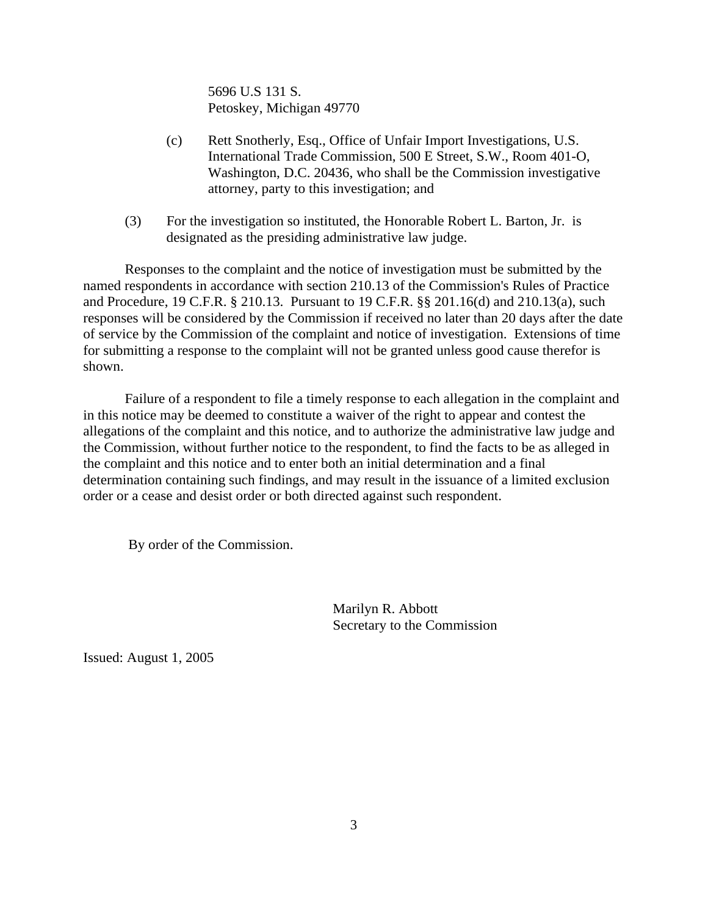5696 U.S 131 S.
Petoskey, Michigan 49770

(c) Rett Snotherly, Esq., Office of Unfair Import Investigations, U.S. International Trade Commission, 500 E Street, S.W., Room 401-O, Washington, D.C. 20436, who shall be the Commission investigative attorney, party to this investigation; and

(3) For the investigation so instituted, the Honorable Robert L. Barton, Jr. is designated as the presiding administrative law judge.

Responses to the complaint and the notice of investigation must be submitted by the named respondents in accordance with section 210.13 of the Commission's Rules of Practice and Procedure, 19 C.F.R. § 210.13. Pursuant to 19 C.F.R. §§ 201.16(d) and 210.13(a), such responses will be considered by the Commission if received no later than 20 days after the date of service by the Commission of the complaint and notice of investigation. Extensions of time for submitting a response to the complaint will not be granted unless good cause therefor is shown.

Failure of a respondent to file a timely response to each allegation in the complaint and in this notice may be deemed to constitute a waiver of the right to appear and contest the allegations of the complaint and this notice, and to authorize the administrative law judge and the Commission, without further notice to the respondent, to find the facts to be as alleged in the complaint and this notice and to enter both an initial determination and a final determination containing such findings, and may result in the issuance of a limited exclusion order or a cease and desist order or both directed against such respondent.

By order of the Commission.

Marilyn R. Abbott
Secretary to the Commission

Issued: August 1, 2005